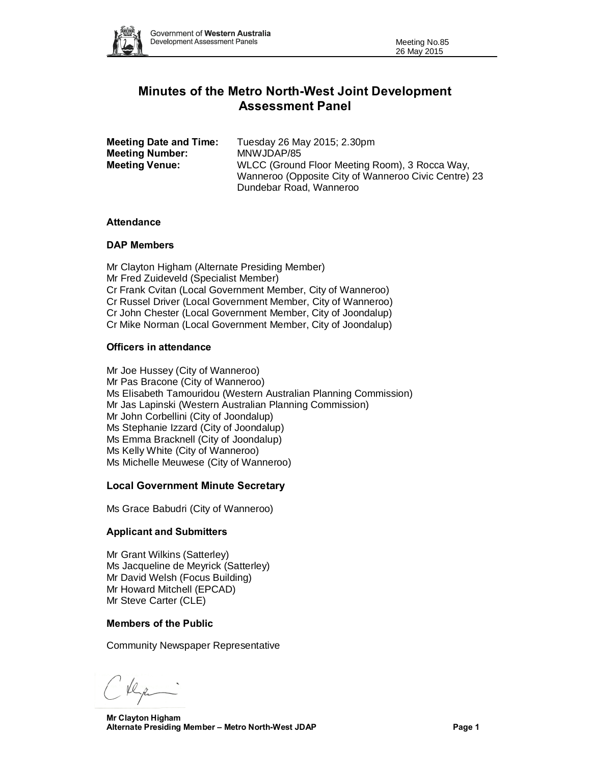# Minutes of the Metro North-West Joint Development Assessment Panel

**Meeting Date and Time:** Tuesday 26 May 2015; 2.30pm
**Meeting Number:** MNWJDAP/85
**Meeting Venue:** WLCC (Ground Floor Meeting Room), 3 Rocca Way, Wanneroo (Opposite City of Wanneroo Civic Centre) 23 Dundebar Road, Wanneroo

### Attendance

#### DAP Members

Mr Clayton Higham (Alternate Presiding Member)
Mr Fred Zuideveld (Specialist Member)
Cr Frank Cvitan (Local Government Member, City of Wanneroo)
Cr Russel Driver (Local Government Member, City of Wanneroo)
Cr John Chester (Local Government Member, City of Joondalup)
Cr Mike Norman (Local Government Member, City of Joondalup)

#### Officers in attendance

Mr Joe Hussey (City of Wanneroo)
Mr Pas Bracone (City of Wanneroo)
Ms Elisabeth Tamouridou (Western Australian Planning Commission)
Mr Jas Lapinski (Western Australian Planning Commission)
Mr John Corbellini (City of Joondalup)
Ms Stephanie Izzard (City of Joondalup)
Ms Emma Bracknell (City of Joondalup)
Ms Kelly White (City of Wanneroo)
Ms Michelle Meuwese (City of Wanneroo)

### Local Government Minute Secretary

Ms Grace Babudri (City of Wanneroo)

### Applicant and Submitters

Mr Grant Wilkins (Satterley)
Ms Jacqueline de Meyrick (Satterley)
Mr David Welsh (Focus Building)
Mr Howard Mitchell (EPCAD)
Mr Steve Carter (CLE)

### Members of the Public

Community Newspaper Representative

**Mr Clayton Higham**
**Alternate Presiding Member – Metro North-West JDAP**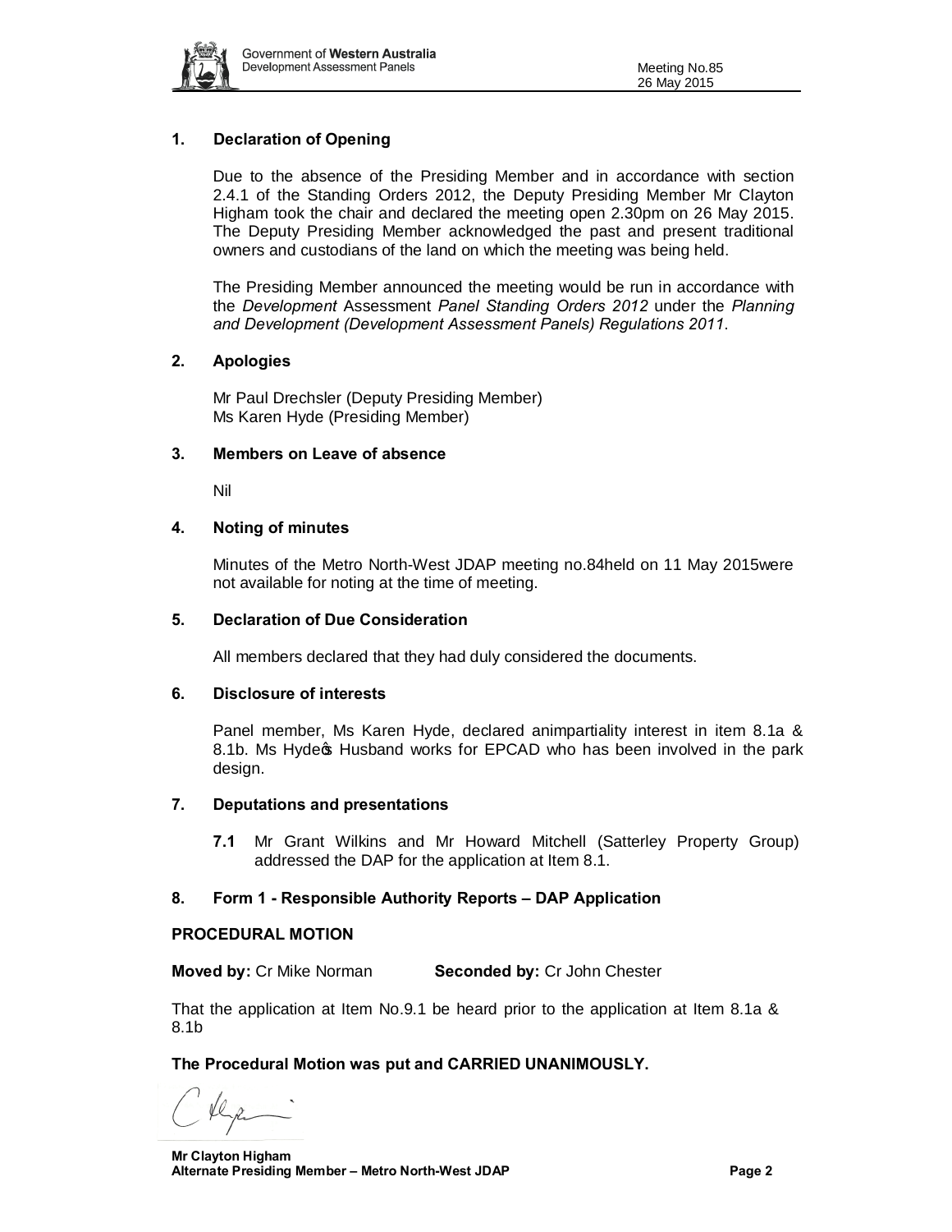## 1. Declaration of Opening

Due to the absence of the Presiding Member and in accordance with section 2.4.1 of the Standing Orders 2012, the Deputy Presiding Member Mr Clayton Higham took the chair and declared the meeting open 2.30pm on 26 May 2015. The Deputy Presiding Member acknowledged the past and present traditional owners and custodians of the land on which the meeting was being held.

The Presiding Member announced the meeting would be run in accordance with the *Development* Assessment *Panel Standing Orders 2012* under the *Planning and Development (Development Assessment Panels) Regulations 2011*.

## 2. Apologies

Mr Paul Drechsler (Deputy Presiding Member)
Ms Karen Hyde (Presiding Member)

## 3. Members on Leave of absence

Nil

## 4. Noting of minutes

Minutes of the Metro North-West JDAP meeting no.84held on 11 May 2015were not available for noting at the time of meeting.

## 5. Declaration of Due Consideration

All members declared that they had duly considered the documents.

## 6. Disclosure of interests

Panel member, Ms Karen Hyde, declared animpartiality interest in item 8.1a & 8.1b. Ms Hyde's Husband works for EPCAD who has been involved in the park design.

## 7. Deputations and presentations

**7.1** Mr Grant Wilkins and Mr Howard Mitchell (Satterley Property Group) addressed the DAP for the application at Item 8.1.

## 8. Form 1 - Responsible Authority Reports – DAP Application

**PROCEDURAL MOTION**

**Moved by:** Cr Mike Norman **Seconded by:** Cr John Chester

That the application at Item No.9.1 be heard prior to the application at Item 8.1a & 8.1b

**The Procedural Motion was put and CARRIED UNANIMOUSLY.**

**Mr Clayton Higham**
**Alternate Presiding Member – Metro North-West JDAP**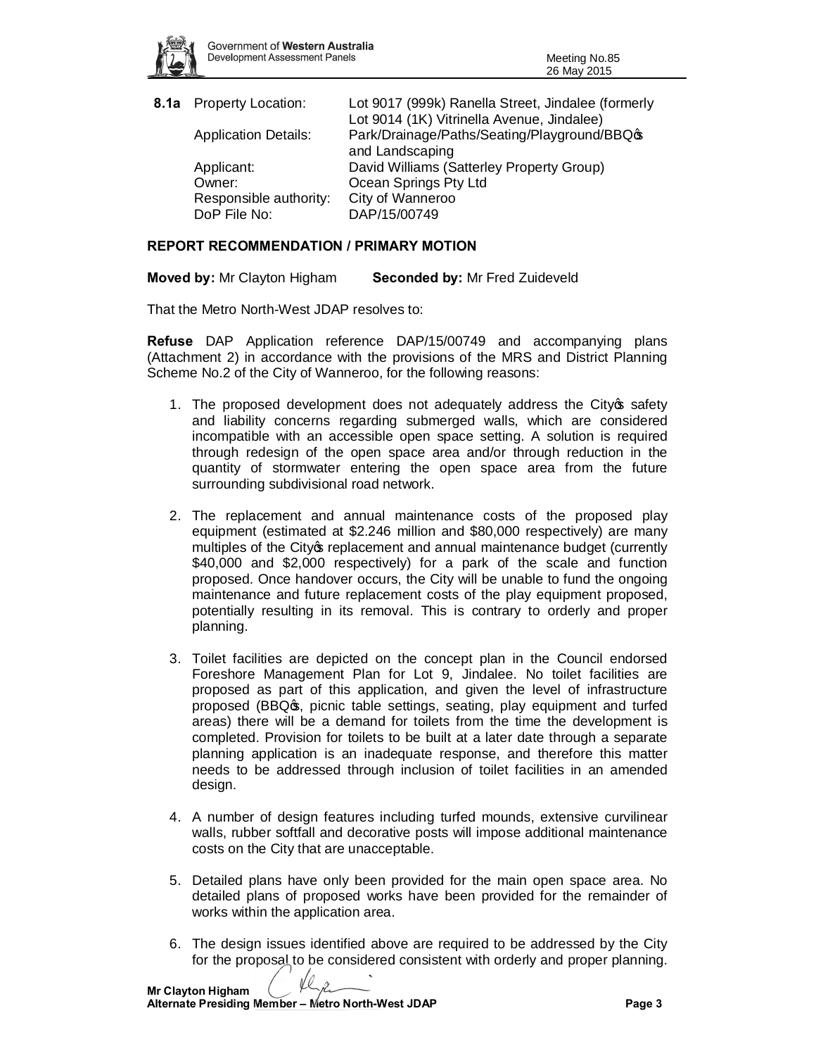**8.1a** Property Location: Lot 9017 (999k) Ranella Street, Jindalee (formerly Lot 9014 (1K) Vitrinella Avenue, Jindalee)
Application Details: Park/Drainage/Paths/Seating/Playground/BBQ's and Landscaping
Applicant: David Williams (Satterley Property Group)
Owner: Ocean Springs Pty Ltd
Responsible authority: City of Wanneroo
DoP File No: DAP/15/00749

**REPORT RECOMMENDATION / PRIMARY MOTION**

**Moved by:** Mr Clayton Higham **Seconded by:** Mr Fred Zuideveld

That the Metro North-West JDAP resolves to:

**Refuse** DAP Application reference DAP/15/00749 and accompanying plans (Attachment 2) in accordance with the provisions of the MRS and District Planning Scheme No.2 of the City of Wanneroo, for the following reasons:

1. The proposed development does not adequately address the City's safety and liability concerns regarding submerged walls, which are considered incompatible with an accessible open space setting. A solution is required through redesign of the open space area and/or through reduction in the quantity of stormwater entering the open space area from the future surrounding subdivisional road network.

2. The replacement and annual maintenance costs of the proposed play equipment (estimated at $2.246 million and $80,000 respectively) are many multiples of the City's replacement and annual maintenance budget (currently $40,000 and $2,000 respectively) for a park of the scale and function proposed. Once handover occurs, the City will be unable to fund the ongoing maintenance and future replacement costs of the play equipment proposed, potentially resulting in its removal. This is contrary to orderly and proper planning.

3. Toilet facilities are depicted on the concept plan in the Council endorsed Foreshore Management Plan for Lot 9, Jindalee. No toilet facilities are proposed as part of this application, and given the level of infrastructure proposed (BBQ's, picnic table settings, seating, play equipment and turfed areas) there will be a demand for toilets from the time the development is completed. Provision for toilets to be built at a later date through a separate planning application is an inadequate response, and therefore this matter needs to be addressed through inclusion of toilet facilities in an amended design.

4. A number of design features including turfed mounds, extensive curvilinear walls, rubber softfall and decorative posts will impose additional maintenance costs on the City that are unacceptable.

5. Detailed plans have only been provided for the main open space area. No detailed plans of proposed works have been provided for the remainder of works within the application area.

6. The design issues identified above are required to be addressed by the City for the proposal to be considered consistent with orderly and proper planning.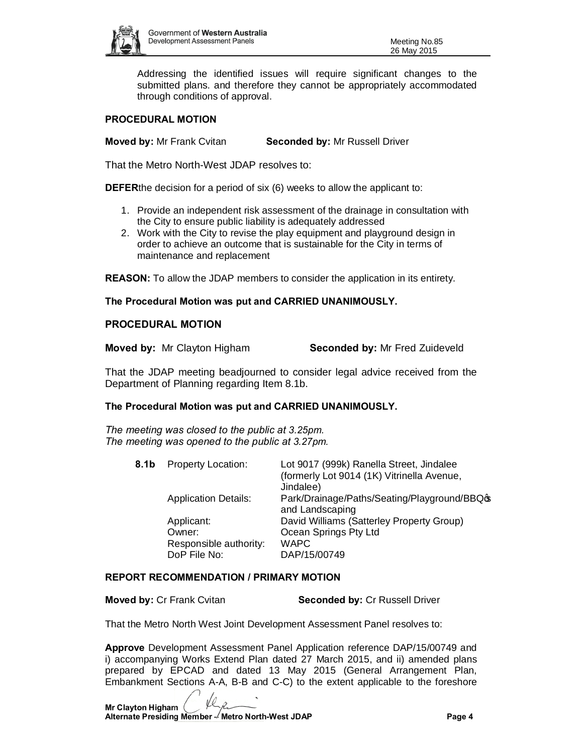Addressing the identified issues will require significant changes to the submitted plans. and therefore they cannot be appropriately accommodated through conditions of approval.

**PROCEDURAL MOTION**

**Moved by:** Mr Frank Cvitan **Seconded by:** Mr Russell Driver

That the Metro North-West JDAP resolves to:

**DEFER** the decision for a period of six (6) weeks to allow the applicant to:

1. Provide an independent risk assessment of the drainage in consultation with the City to ensure public liability is adequately addressed
2. Work with the City to revise the play equipment and playground design in order to achieve an outcome that is sustainable for the City in terms of maintenance and replacement

**REASON:** To allow the JDAP members to consider the application in its entirety.

**The Procedural Motion was put and CARRIED UNANIMOUSLY.**

**PROCEDURAL MOTION**

**Moved by:** Mr Clayton Higham **Seconded by:** Mr Fred Zuideveld

That the JDAP meeting beadjourned to consider legal advice received from the Department of Planning regarding Item 8.1b.

**The Procedural Motion was put and CARRIED UNANIMOUSLY.**

*The meeting was closed to the public at 3.25pm.*
*The meeting was opened to the public at 3.27pm.*

| **8.1b** | Property Location: | Lot 9017 (999k) Ranella Street, Jindalee (formerly Lot 9014 (1K) Vitrinella Avenue, Jindalee) |
|---|---|---|
| | Application Details: | Park/Drainage/Paths/Seating/Playground/BBQ's and Landscaping |
| | Applicant: | David Williams (Satterley Property Group) |
| | Owner: | Ocean Springs Pty Ltd |
| | Responsible authority: | WAPC |
| | DoP File No: | DAP/15/00749 |

**REPORT RECOMMENDATION / PRIMARY MOTION**

**Moved by:** Cr Frank Cvitan **Seconded by:** Cr Russell Driver

That the Metro North West Joint Development Assessment Panel resolves to:

**Approve** Development Assessment Panel Application reference DAP/15/00749 and i) accompanying Works Extend Plan dated 27 March 2015, and ii) amended plans prepared by EPCAD and dated 13 May 2015 (General Arrangement Plan, Embankment Sections A-A, B-B and C-C) to the extent applicable to the foreshore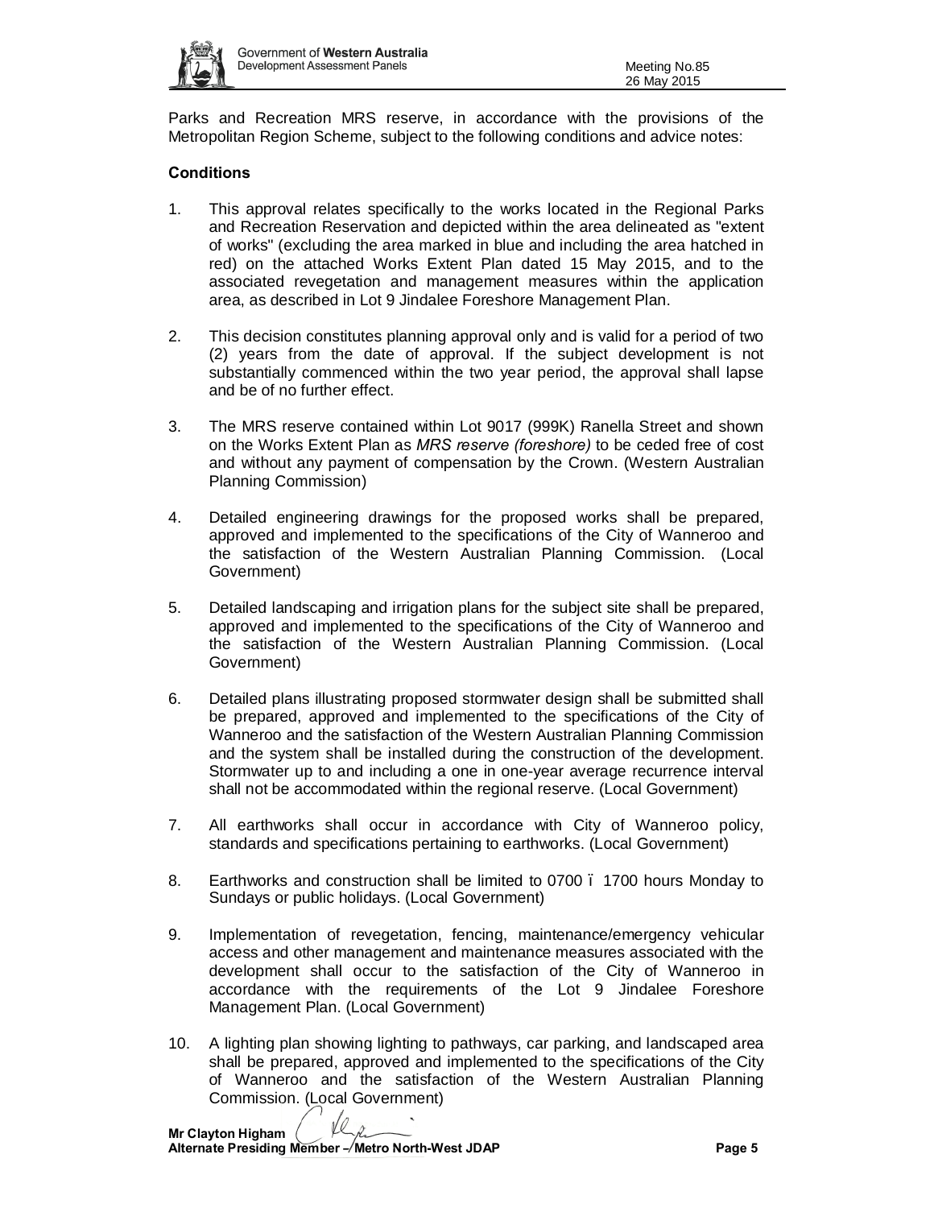Parks and Recreation MRS reserve, in accordance with the provisions of the Metropolitan Region Scheme, subject to the following conditions and advice notes:

**Conditions**

1. This approval relates specifically to the works located in the Regional Parks and Recreation Reservation and depicted within the area delineated as "extent of works" (excluding the area marked in blue and including the area hatched in red) on the attached Works Extent Plan dated 15 May 2015, and to the associated revegetation and management measures within the application area, as described in Lot 9 Jindalee Foreshore Management Plan.

2. This decision constitutes planning approval only and is valid for a period of two (2) years from the date of approval. If the subject development is not substantially commenced within the two year period, the approval shall lapse and be of no further effect.

3. The MRS reserve contained within Lot 9017 (999K) Ranella Street and shown on the Works Extent Plan as *MRS reserve (foreshore)* to be ceded free of cost and without any payment of compensation by the Crown. (Western Australian Planning Commission)

4. Detailed engineering drawings for the proposed works shall be prepared, approved and implemented to the specifications of the City of Wanneroo and the satisfaction of the Western Australian Planning Commission. (Local Government)

5. Detailed landscaping and irrigation plans for the subject site shall be prepared, approved and implemented to the specifications of the City of Wanneroo and the satisfaction of the Western Australian Planning Commission. (Local Government)

6. Detailed plans illustrating proposed stormwater design shall be submitted shall be prepared, approved and implemented to the specifications of the City of Wanneroo and the satisfaction of the Western Australian Planning Commission and the system shall be installed during the construction of the development. Stormwater up to and including a one in one-year average recurrence interval shall not be accommodated within the regional reserve. (Local Government)

7. All earthworks shall occur in accordance with City of Wanneroo policy, standards and specifications pertaining to earthworks. (Local Government)

8. Earthworks and construction shall be limited to 0700 – 1700 hours Monday to Sundays or public holidays. (Local Government)

9. Implementation of revegetation, fencing, maintenance/emergency vehicular access and other management and maintenance measures associated with the development shall occur to the satisfaction of the City of Wanneroo in accordance with the requirements of the Lot 9 Jindalee Foreshore Management Plan. (Local Government)

10. A lighting plan showing lighting to pathways, car parking, and landscaped area shall be prepared, approved and implemented to the specifications of the City of Wanneroo and the satisfaction of the Western Australian Planning Commission. (Local Government)

**Mr Clayton Higham**
**Alternate Presiding Member – Metro North-West JDAP**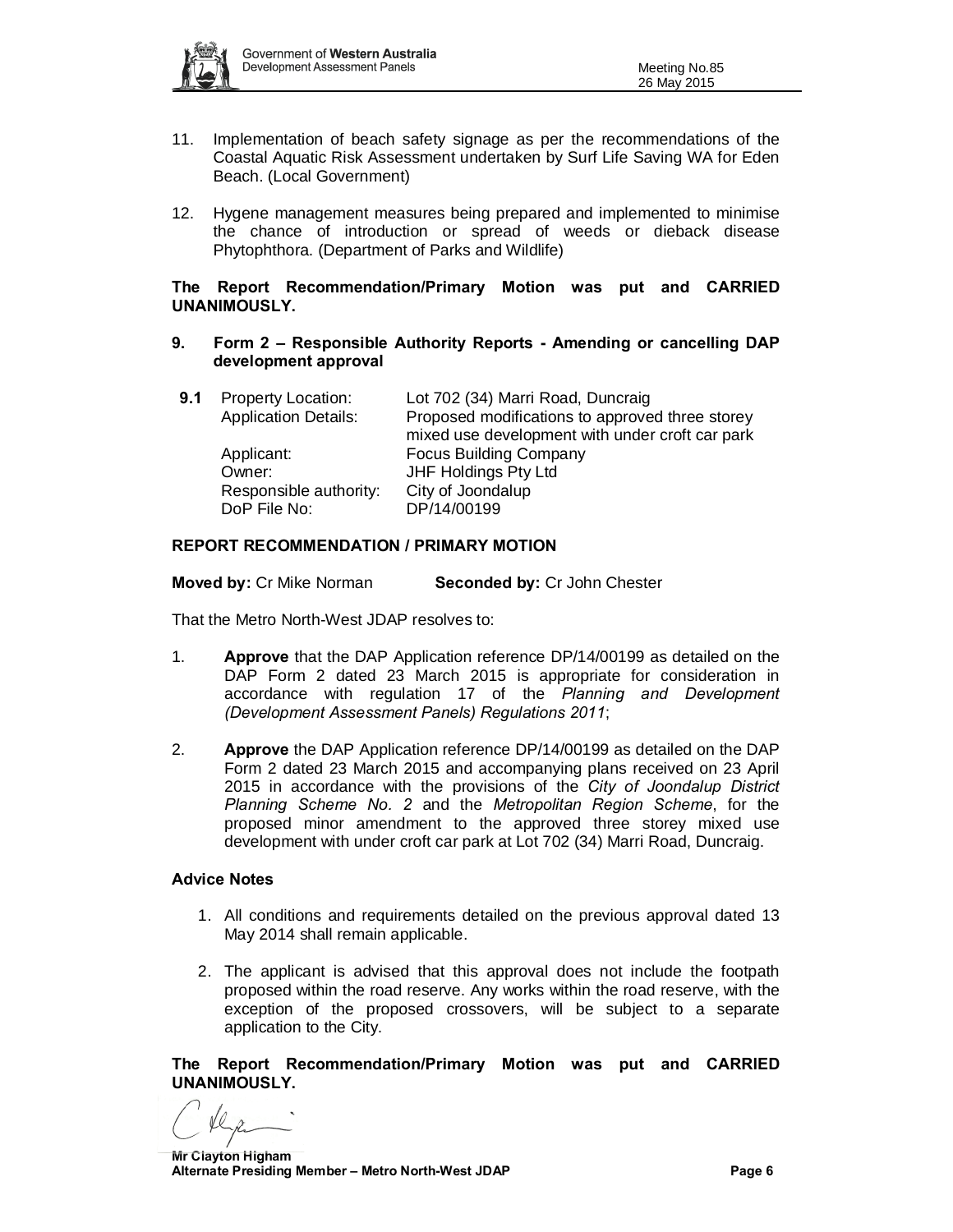11. Implementation of beach safety signage as per the recommendations of the Coastal Aquatic Risk Assessment undertaken by Surf Life Saving WA for Eden Beach. (Local Government)

12. Hygene management measures being prepared and implemented to minimise the chance of introduction or spread of weeds or dieback disease Phytophthora. (Department of Parks and Wildlife)

**The Report Recommendation/Primary Motion was put and CARRIED UNANIMOUSLY.**

## 9. Form 2 – Responsible Authority Reports - Amending or cancelling DAP development approval

**9.1**

| | |
|---|---|
| Property Location: | Lot 702 (34) Marri Road, Duncraig |
| Application Details: | Proposed modifications to approved three storey mixed use development with under croft car park |
| Applicant: | Focus Building Company |
| Owner: | JHF Holdings Pty Ltd |
| Responsible authority: | City of Joondalup |
| DoP File No: | DP/14/00199 |

**REPORT RECOMMENDATION / PRIMARY MOTION**

**Moved by:** Cr Mike Norman **Seconded by:** Cr John Chester

That the Metro North-West JDAP resolves to:

1. **Approve** that the DAP Application reference DP/14/00199 as detailed on the DAP Form 2 dated 23 March 2015 is appropriate for consideration in accordance with regulation 17 of the *Planning and Development (Development Assessment Panels) Regulations 2011*;

2. **Approve** the DAP Application reference DP/14/00199 as detailed on the DAP Form 2 dated 23 March 2015 and accompanying plans received on 23 April 2015 in accordance with the provisions of the *City of Joondalup District Planning Scheme No. 2* and the *Metropolitan Region Scheme*, for the proposed minor amendment to the approved three storey mixed use development with under croft car park at Lot 702 (34) Marri Road, Duncraig.

**Advice Notes**

1. All conditions and requirements detailed on the previous approval dated 13 May 2014 shall remain applicable.

2. The applicant is advised that this approval does not include the footpath proposed within the road reserve. Any works within the road reserve, with the exception of the proposed crossovers, will be subject to a separate application to the City.

**The Report Recommendation/Primary Motion was put and CARRIED UNANIMOUSLY.**

**Mr Clayton Higham**
**Alternate Presiding Member – Metro North-West JDAP**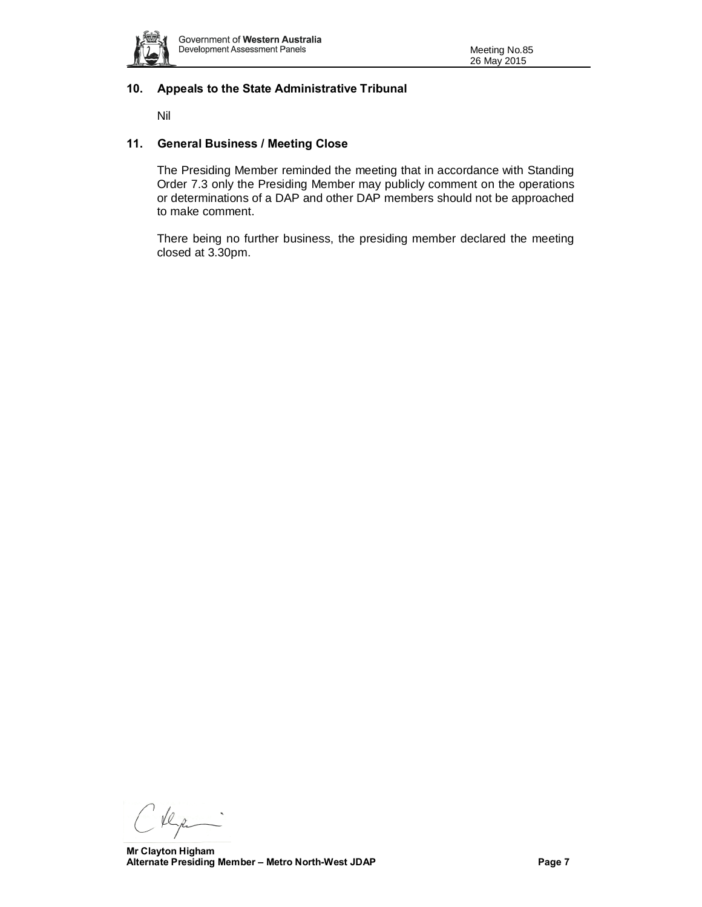## 10. Appeals to the State Administrative Tribunal

Nil

## 11. General Business / Meeting Close

The Presiding Member reminded the meeting that in accordance with Standing Order 7.3 only the Presiding Member may publicly comment on the operations or determinations of a DAP and other DAP members should not be approached to make comment.

There being no further business, the presiding member declared the meeting closed at 3.30pm.

**Mr Clayton Higham**
**Alternate Presiding Member – Metro North-West JDAP**